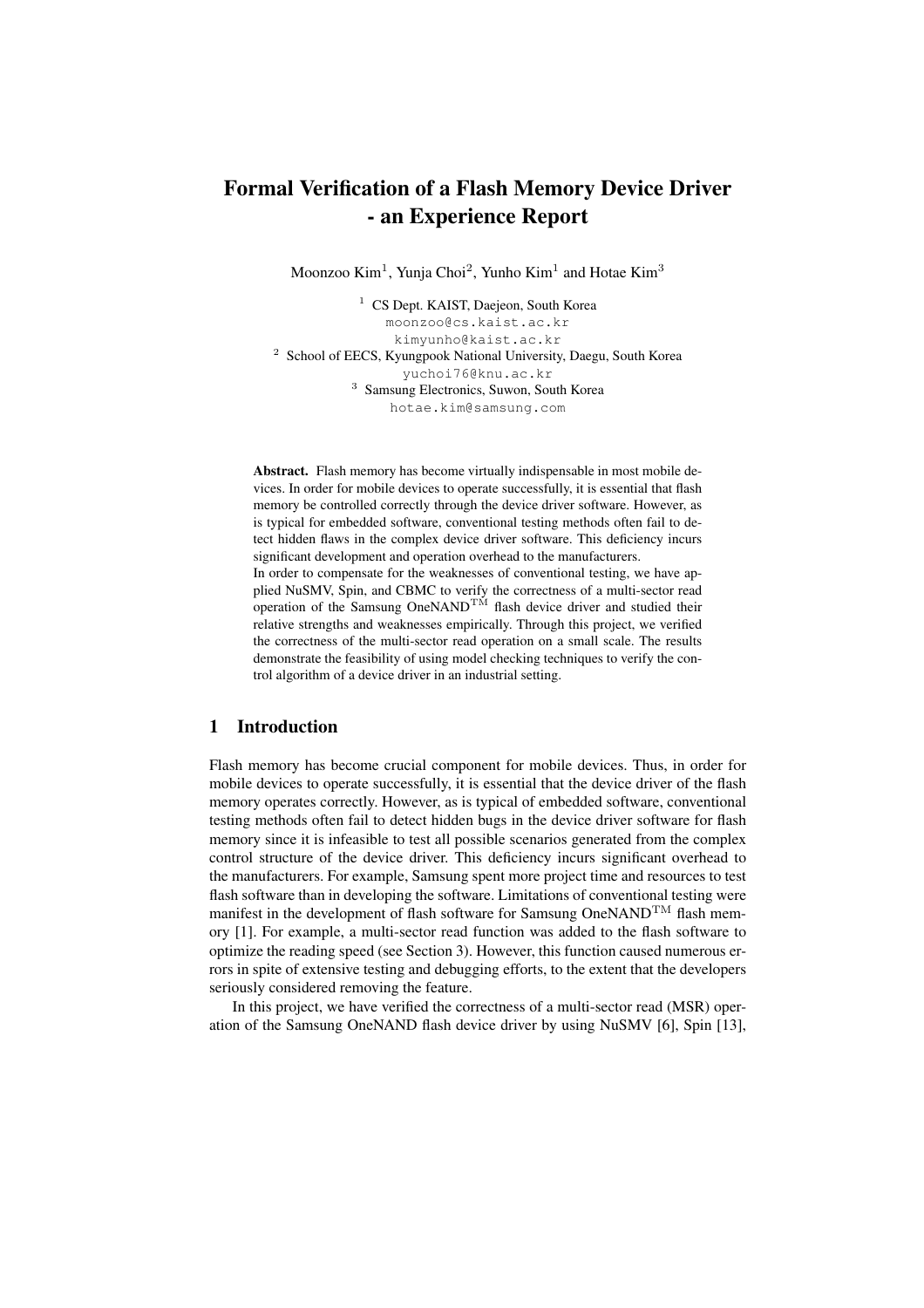# Formal Verification of a Flash Memory Device Driver - an Experience Report

Moonzoo Kim[1], Yunja Choi[2], Yunho Kim[1] and Hotae Kim[3]

[1] CS Dept. KAIST, Daejeon, South Korea
moonzoo@cs.kaist.ac.kr
kimyunho@kaist.ac.kr

[2] School of EECS, Kyungpook National University, Daegu, South Korea
yuchoi76@knu.ac.kr

[3] Samsung Electronics, Suwon, South Korea
hotae.kim@samsung.com

**Abstract.** Flash memory has become virtually indispensable in most mobile devices. In order for mobile devices to operate successfully, it is essential that flash memory be controlled correctly through the device driver software. However, as is typical for embedded software, conventional testing methods often fail to detect hidden flaws in the complex device driver software. This deficiency incurs significant development and operation overhead to the manufacturers.
In order to compensate for the weaknesses of conventional testing, we have applied NuSMV, Spin, and CBMC to verify the correctness of a multi-sector read operation of the Samsung OneNAND$^{\text{TM}}$ flash device driver and studied their relative strengths and weaknesses empirically. Through this project, we verified the correctness of the multi-sector read operation on a small scale. The results demonstrate the feasibility of using model checking techniques to verify the control algorithm of a device driver in an industrial setting.

## 1 Introduction

Flash memory has become crucial component for mobile devices. Thus, in order for mobile devices to operate successfully, it is essential that the device driver of the flash memory operates correctly. However, as is typical of embedded software, conventional testing methods often fail to detect hidden bugs in the device driver software for flash memory since it is infeasible to test all possible scenarios generated from the complex control structure of the device driver. This deficiency incurs significant overhead to the manufacturers. For example, Samsung spent more project time and resources to test flash software than in developing the software. Limitations of conventional testing were manifest in the development of flash software for Samsung OneNAND$^{\text{TM}}$ flash memory [1]. For example, a multi-sector read function was added to the flash software to optimize the reading speed (see Section 3). However, this function caused numerous errors in spite of extensive testing and debugging efforts, to the extent that the developers seriously considered removing the feature.

In this project, we have verified the correctness of a multi-sector read (MSR) operation of the Samsung OneNAND flash device driver by using NuSMV [6], Spin [13],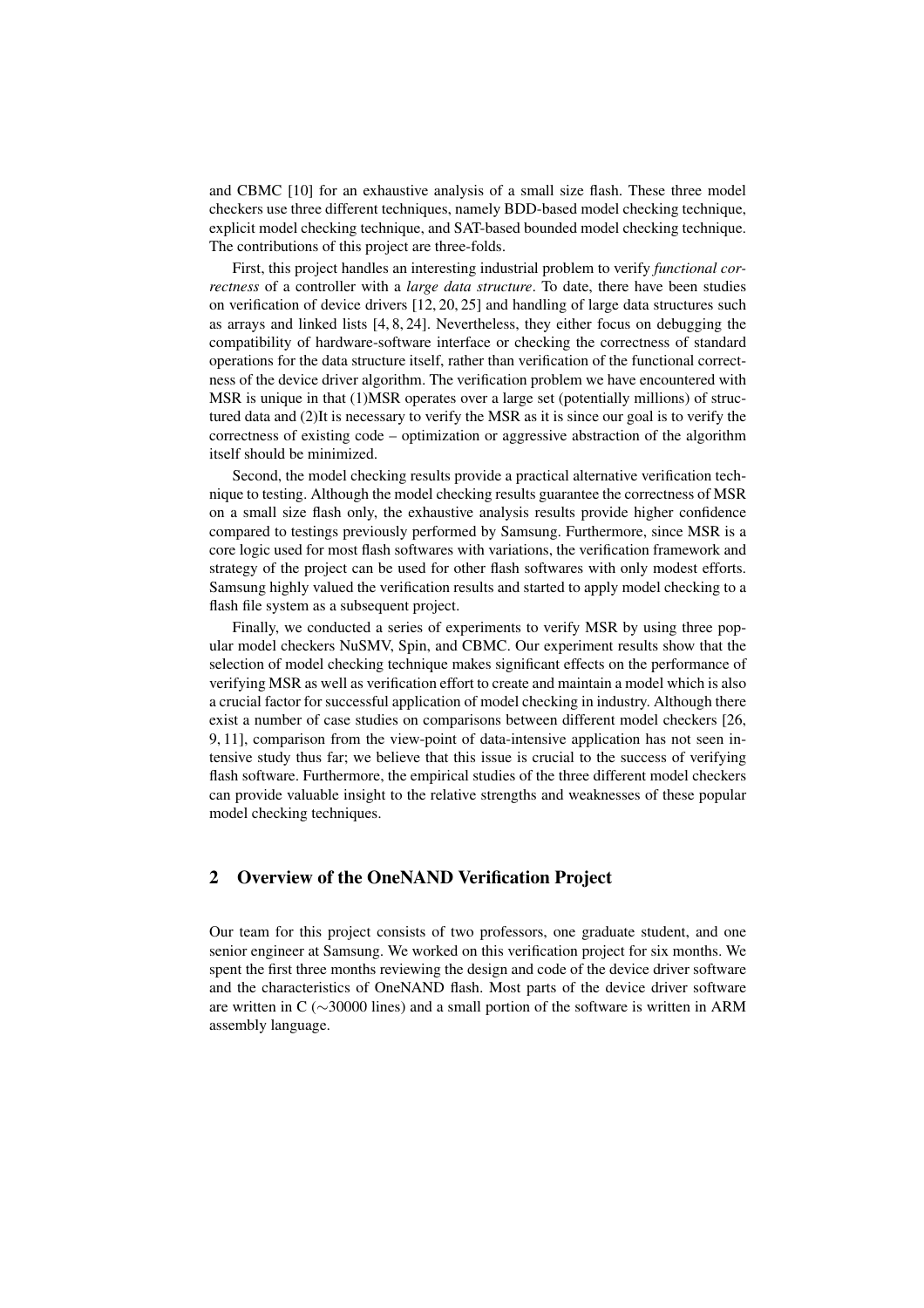and CBMC [10] for an exhaustive analysis of a small size flash. These three model checkers use three different techniques, namely BDD-based model checking technique, explicit model checking technique, and SAT-based bounded model checking technique. The contributions of this project are three-folds.

First, this project handles an interesting industrial problem to verify *functional correctness* of a controller with a *large data structure*. To date, there have been studies on verification of device drivers [12, 20, 25] and handling of large data structures such as arrays and linked lists [4, 8, 24]. Nevertheless, they either focus on debugging the compatibility of hardware-software interface or checking the correctness of standard operations for the data structure itself, rather than verification of the functional correctness of the device driver algorithm. The verification problem we have encountered with MSR is unique in that (1)MSR operates over a large set (potentially millions) of structured data and (2)It is necessary to verify the MSR as it is since our goal is to verify the correctness of existing code – optimization or aggressive abstraction of the algorithm itself should be minimized.

Second, the model checking results provide a practical alternative verification technique to testing. Although the model checking results guarantee the correctness of MSR on a small size flash only, the exhaustive analysis results provide higher confidence compared to testings previously performed by Samsung. Furthermore, since MSR is a core logic used for most flash softwares with variations, the verification framework and strategy of the project can be used for other flash softwares with only modest efforts. Samsung highly valued the verification results and started to apply model checking to a flash file system as a subsequent project.

Finally, we conducted a series of experiments to verify MSR by using three popular model checkers NuSMV, Spin, and CBMC. Our experiment results show that the selection of model checking technique makes significant effects on the performance of verifying MSR as well as verification effort to create and maintain a model which is also a crucial factor for successful application of model checking in industry. Although there exist a number of case studies on comparisons between different model checkers [26, 9, 11], comparison from the view-point of data-intensive application has not seen intensive study thus far; we believe that this issue is crucial to the success of verifying flash software. Furthermore, the empirical studies of the three different model checkers can provide valuable insight to the relative strengths and weaknesses of these popular model checking techniques.

## 2 Overview of the OneNAND Verification Project

Our team for this project consists of two professors, one graduate student, and one senior engineer at Samsung. We worked on this verification project for six months. We spent the first three months reviewing the design and code of the device driver software and the characteristics of OneNAND flash. Most parts of the device driver software are written in C ($\sim$30000 lines) and a small portion of the software is written in ARM assembly language.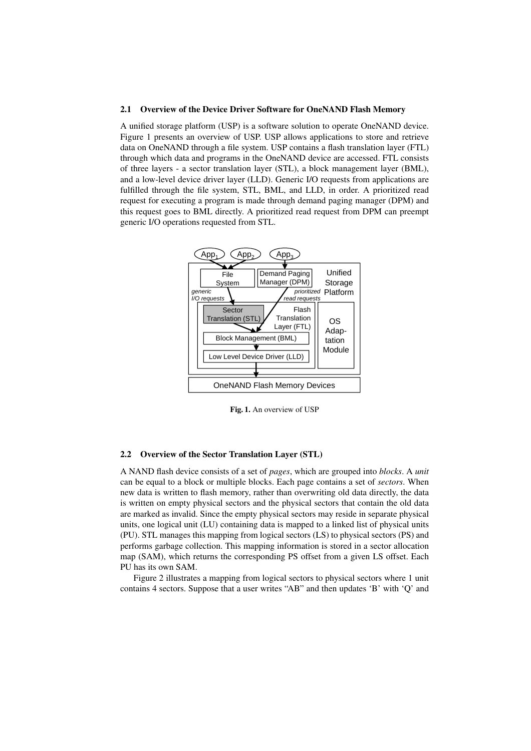### 2.1 Overview of the Device Driver Software for OneNAND Flash Memory

A unified storage platform (USP) is a software solution to operate OneNAND device. Figure 1 presents an overview of USP. USP allows applications to store and retrieve data on OneNAND through a file system. USP contains a flash translation layer (FTL) through which data and programs in the OneNAND device are accessed. FTL consists of three layers - a sector translation layer (STL), a block management layer (BML), and a low-level device driver layer (LLD). Generic I/O requests from applications are fulfilled through the file system, STL, BML, and LLD, in order. A prioritized read request for executing a program is made through demand paging manager (DPM) and this request goes to BML directly. A prioritized read request from DPM can preempt generic I/O operations requested from STL.

App$_1$
App$_2$
App$_3$
File System
Demand Paging Manager (DPM)
Unified Storage Platform
generic I/O requests
prioritized read requests
Sector Translation (STL)
Flash Translation Layer (FTL)
OS Adap-tation Module
Block Management (BML)
Low Level Device Driver (LLD)
OneNAND Flash Memory Devices

**Fig. 1.** An overview of USP

### 2.2 Overview of the Sector Translation Layer (STL)

A NAND flash device consists of a set of *pages*, which are grouped into *blocks*. A *unit* can be equal to a block or multiple blocks. Each page contains a set of *sectors*. When new data is written to flash memory, rather than overwriting old data directly, the data is written on empty physical sectors and the physical sectors that contain the old data are marked as invalid. Since the empty physical sectors may reside in separate physical units, one logical unit (LU) containing data is mapped to a linked list of physical units (PU). STL manages this mapping from logical sectors (LS) to physical sectors (PS) and performs garbage collection. This mapping information is stored in a sector allocation map (SAM), which returns the corresponding PS offset from a given LS offset. Each PU has its own SAM.

Figure 2 illustrates a mapping from logical sectors to physical sectors where 1 unit contains 4 sectors. Suppose that a user writes "AB" and then updates 'B' with 'Q' and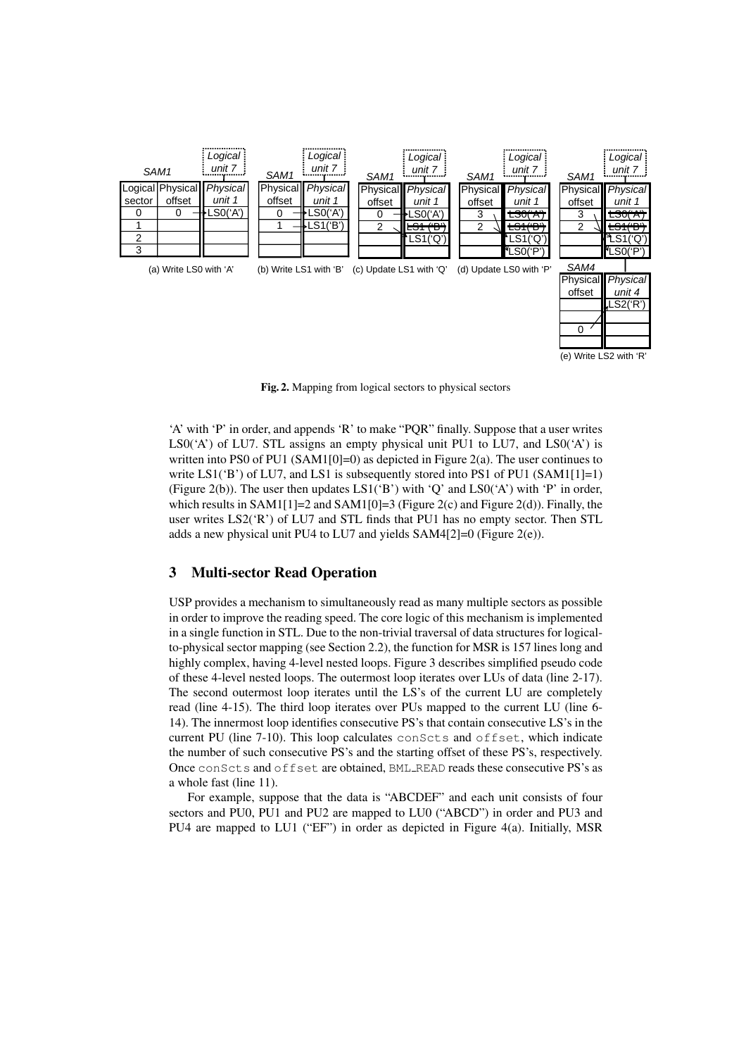**Fig. 2.** Mapping from logical sectors to physical sectors

'A' with 'P' in order, and appends 'R' to make "PQR" finally. Suppose that a user writes LS0('A') of LU7. STL assigns an empty physical unit PU1 to LU7, and LS0('A') is written into PS0 of PU1 (SAM1[0]=0) as depicted in Figure 2(a). The user continues to write LS1('B') of LU7, and LS1 is subsequently stored into PS1 of PU1 (SAM1[1]=1) (Figure 2(b)). The user then updates LS1('B') with 'Q' and LS0('A') with 'P' in order, which results in SAM1[1]=2 and SAM1[0]=3 (Figure 2(c) and Figure 2(d)). Finally, the user writes LS2('R') of LU7 and STL finds that PU1 has no empty sector. Then STL adds a new physical unit PU4 to LU7 and yields SAM4[2]=0 (Figure 2(e)).

## 3 Multi-sector Read Operation

USP provides a mechanism to simultaneously read as many multiple sectors as possible in order to improve the reading speed. The core logic of this mechanism is implemented in a single function in STL. Due to the non-trivial traversal of data structures for logical-to-physical sector mapping (see Section 2.2), the function for MSR is 157 lines long and highly complex, having 4-level nested loops. Figure 3 describes simplified pseudo code of these 4-level nested loops. The outermost loop iterates over LUs of data (line 2-17). The second outermost loop iterates until the LS's of the current LU are completely read (line 4-15). The third loop iterates over PUs mapped to the current LU (line 6-14). The innermost loop identifies consecutive PS's that contain consecutive LS's in the current PU (line 7-10). This loop calculates `conScts` and `offset`, which indicate the number of such consecutive PS's and the starting offset of these PS's, respectively. Once `conScts` and `offset` are obtained, BML_READ reads these consecutive PS's as a whole fast (line 11).

For example, suppose that the data is "ABCDEF" and each unit consists of four sectors and PU0, PU1 and PU2 are mapped to LU0 ("ABCD") in order and PU3 and PU4 are mapped to LU1 ("EF") in order as depicted in Figure 4(a). Initially, MSR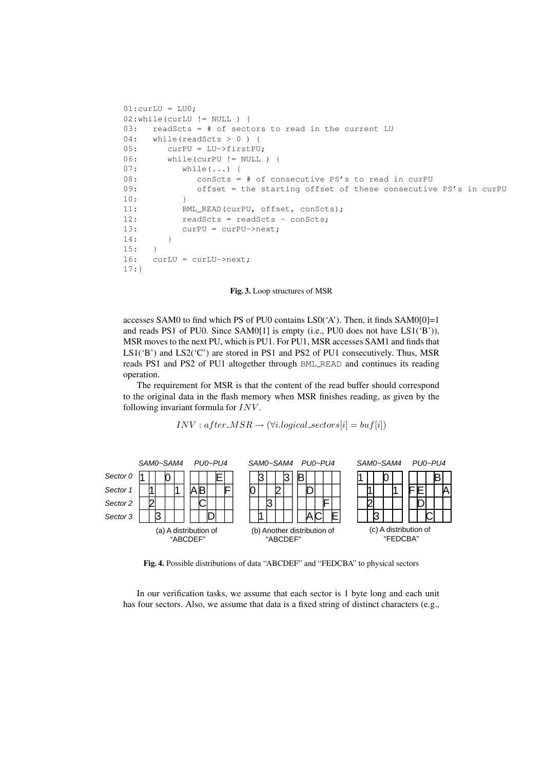```
01:curLU = LU0;
02:while(curLU != NULL ) {
03:   readScts = # of sectors to read in the current LU
04:   while(readScts > 0 ) {
05:      curPU = LU->firstPU;
06:      while(curPU != NULL ) {
07:         while(...) {
08:            conScts = # of consecutive PS's to read in curPU
09:            offset = the starting offset of these consecutive PS's in curPU
10:         }
11:         BML_READ(curPU, offset, conScts);
12:         readScts = readScts - conScts;
13:         curPU = curPU->next;
14:      }
15:   }
16:   curLU = curLU->next;
17:}
```

**Fig. 3.** Loop structures of MSR

accesses SAM0 to find which PS of PU0 contains LS0('A'). Then, it finds SAM0[0]=1 and reads PS1 of PU0. Since SAM0[1] is empty (i.e., PU0 does not have LS1('B')), MSR moves to the next PU, which is PU1. For PU1, MSR accesses SAM1 and finds that LS1('B') and LS2('C') are stored in PS1 and PS2 of PU1 consecutively. Thus, MSR reads PS1 and PS2 of PU1 altogether through BML_READ and continues its reading operation.

The requirement for MSR is that the content of the read buffer should correspond to the original data in the flash memory when MSR finishes reading, as given by the following invariant formula for $INV$.

$$INV : after\_MSR \rightarrow (\forall i.logical\_sectors[i] = buf[i])$$

(a) A distribution of "ABCDEF"

| | SAM0 | SAM1 | SAM2 | SAM3 | SAM4 | PU0 | PU1 | PU2 | PU3 | PU4 |
|---|---|---|---|---|---|---|---|---|---|---|
| Sector 0 | 1 | | | 0 | | | | | E | |
| Sector 1 | | 1 | | | 1 | A | B | | | F |
| Sector 2 | | 2 | | | | | C | | | |
| Sector 3 | | | 3 | | | | | D | | |

(b) Another distribution of "ABCDEF"

| | SAM0 | SAM1 | SAM2 | SAM3 | SAM4 | PU0 | PU1 | PU2 | PU3 | PU4 |
|---|---|---|---|---|---|---|---|---|---|---|
| Sector 0 | | 3 | | | 3 | B | | | | |
| Sector 1 | 0 | | | 2 | | | D | | | |
| Sector 2 | | | 3 | | | | | | F | |
| Sector 3 | | 1 | | | | | A | C | | E |

(c) A distribution of "FEDCBA"

| | SAM0 | SAM1 | SAM2 | SAM3 | SAM4 | PU0 | PU1 | PU2 | PU3 | PU4 |
|---|---|---|---|---|---|---|---|---|---|---|
| Sector 0 | 1 | | | 0 | | | | | B | |
| Sector 1 | | 1 | | | 1 | F | E | | | A |
| Sector 2 | | 2 | | | | | D | | | |
| Sector 3 | | | 3 | | | | | C | | |

**Fig. 4.** Possible distributions of data "ABCDEF" and "FEDCBA" to physical sectors

In our verification tasks, we assume that each sector is 1 byte long and each unit has four sectors. Also, we assume that data is a fixed string of distinct characters (e.g.,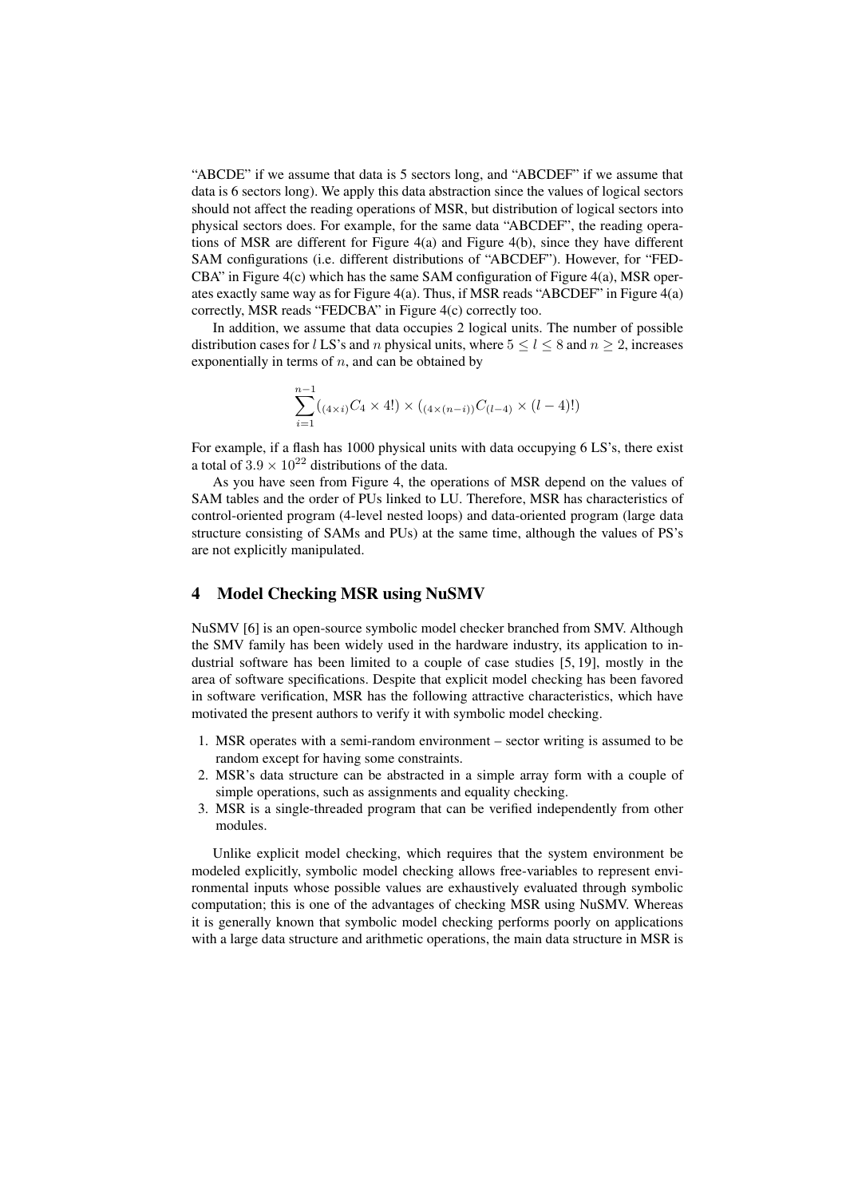"ABCDE" if we assume that data is 5 sectors long, and "ABCDEF" if we assume that data is 6 sectors long). We apply this data abstraction since the values of logical sectors should not affect the reading operations of MSR, but distribution of logical sectors into physical sectors does. For example, for the same data "ABCDEF", the reading operations of MSR are different for Figure 4(a) and Figure 4(b), since they have different SAM configurations (i.e. different distributions of "ABCDEF"). However, for "FEDCBA" in Figure 4(c) which has the same SAM configuration of Figure 4(a), MSR operates exactly same way as for Figure 4(a). Thus, if MSR reads "ABCDEF" in Figure 4(a) correctly, MSR reads "FEDCBA" in Figure 4(c) correctly too.

In addition, we assume that data occupies 2 logical units. The number of possible distribution cases for $l$ LS's and $n$ physical units, where $5 \le l \le 8$ and $n \ge 2$, increases exponentially in terms of $n$, and can be obtained by

$$\sum_{i=1}^{n-1} ({}_{(4\times i)}C_4 \times 4!) \times ({}_{(4\times(n-i))}C_{(l-4)} \times (l-4)!)$$

For example, if a flash has 1000 physical units with data occupying 6 LS's, there exist a total of $3.9 \times 10^{22}$ distributions of the data.

As you have seen from Figure 4, the operations of MSR depend on the values of SAM tables and the order of PUs linked to LU. Therefore, MSR has characteristics of control-oriented program (4-level nested loops) and data-oriented program (large data structure consisting of SAMs and PUs) at the same time, although the values of PS's are not explicitly manipulated.

## 4 Model Checking MSR using NuSMV

NuSMV [6] is an open-source symbolic model checker branched from SMV. Although the SMV family has been widely used in the hardware industry, its application to industrial software has been limited to a couple of case studies [5, 19], mostly in the area of software specifications. Despite that explicit model checking has been favored in software verification, MSR has the following attractive characteristics, which have motivated the present authors to verify it with symbolic model checking.

1. MSR operates with a semi-random environment – sector writing is assumed to be random except for having some constraints.
2. MSR's data structure can be abstracted in a simple array form with a couple of simple operations, such as assignments and equality checking.
3. MSR is a single-threaded program that can be verified independently from other modules.

Unlike explicit model checking, which requires that the system environment be modeled explicitly, symbolic model checking allows free-variables to represent environmental inputs whose possible values are exhaustively evaluated through symbolic computation; this is one of the advantages of checking MSR using NuSMV. Whereas it is generally known that symbolic model checking performs poorly on applications with a large data structure and arithmetic operations, the main data structure in MSR is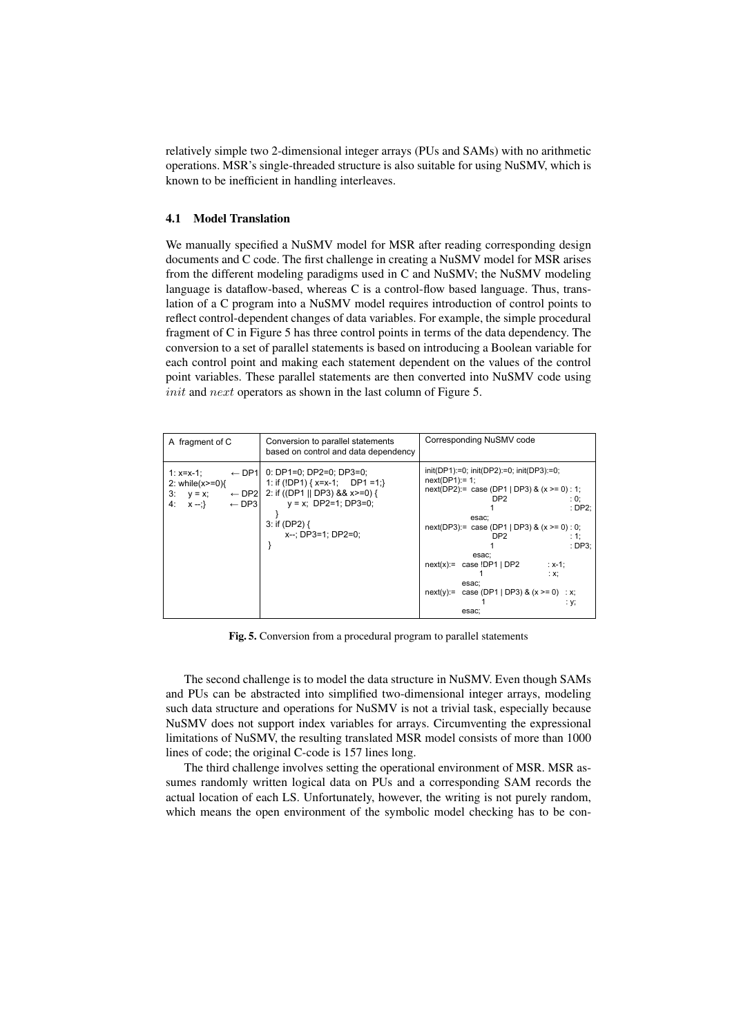relatively simple two 2-dimensional integer arrays (PUs and SAMs) with no arithmetic operations. MSR's single-threaded structure is also suitable for using NuSMV, which is known to be inefficient in handling interleaves.

### 4.1 Model Translation

We manually specified a NuSMV model for MSR after reading corresponding design documents and C code. The first challenge in creating a NuSMV model for MSR arises from the different modeling paradigms used in C and NuSMV; the NuSMV modeling language is dataflow-based, whereas C is a control-flow based language. Thus, translation of a C program into a NuSMV model requires introduction of control points to reflect control-dependent changes of data variables. For example, the simple procedural fragment of C in Figure 5 has three control points in terms of the data dependency. The conversion to a set of parallel statements is based on introducing a Boolean variable for each control point and making each statement dependent on the values of the control point variables. These parallel statements are then converted into NuSMV code using *init* and *next* operators as shown in the last column of Figure 5.

| A fragment of C | Conversion to parallel statements based on control and data dependency | Corresponding NuSMV code |
|---|---|---|
| 1: x=x-1; ← DP1<br>2: while(x>=0){<br>3: y = x; ← DP2<br>4: x --;} ← DP3 | 0: DP1=0; DP2=0; DP3=0;<br>1: if (!DP1) { x=x-1; DP1 =1;}<br>2: if ((DP1 \|\| DP3) && x>=0) {<br>y = x; DP2=1; DP3=0;<br>}<br>3: if (DP2) {<br>x--; DP3=1; DP2=0;<br>} | init(DP1):=0; init(DP2):=0; init(DP3):=0;<br>next(DP1):= 1;<br>next(DP2):= case (DP1 \| DP3) & (x >= 0) : 1;<br>DP2 : 0;<br>1 : DP2;<br>esac;<br>next(DP3):= case (DP1 \| DP3) & (x >= 0) : 0;<br>DP2 : 1;<br>1 : DP3;<br>esac;<br>next(x):= case !DP1 \| DP2 : x-1;<br>1 : x;<br>esac;<br>next(y):= case (DP1 \| DP3) & (x >= 0) : x;<br>1 : y;<br>esac; |

**Fig. 5.** Conversion from a procedural program to parallel statements

The second challenge is to model the data structure in NuSMV. Even though SAMs and PUs can be abstracted into simplified two-dimensional integer arrays, modeling such data structure and operations for NuSMV is not a trivial task, especially because NuSMV does not support index variables for arrays. Circumventing the expressional limitations of NuSMV, the resulting translated MSR model consists of more than 1000 lines of code; the original C-code is 157 lines long.

The third challenge involves setting the operational environment of MSR. MSR assumes randomly written logical data on PUs and a corresponding SAM records the actual location of each LS. Unfortunately, however, the writing is not purely random, which means the open environment of the symbolic model checking has to be con-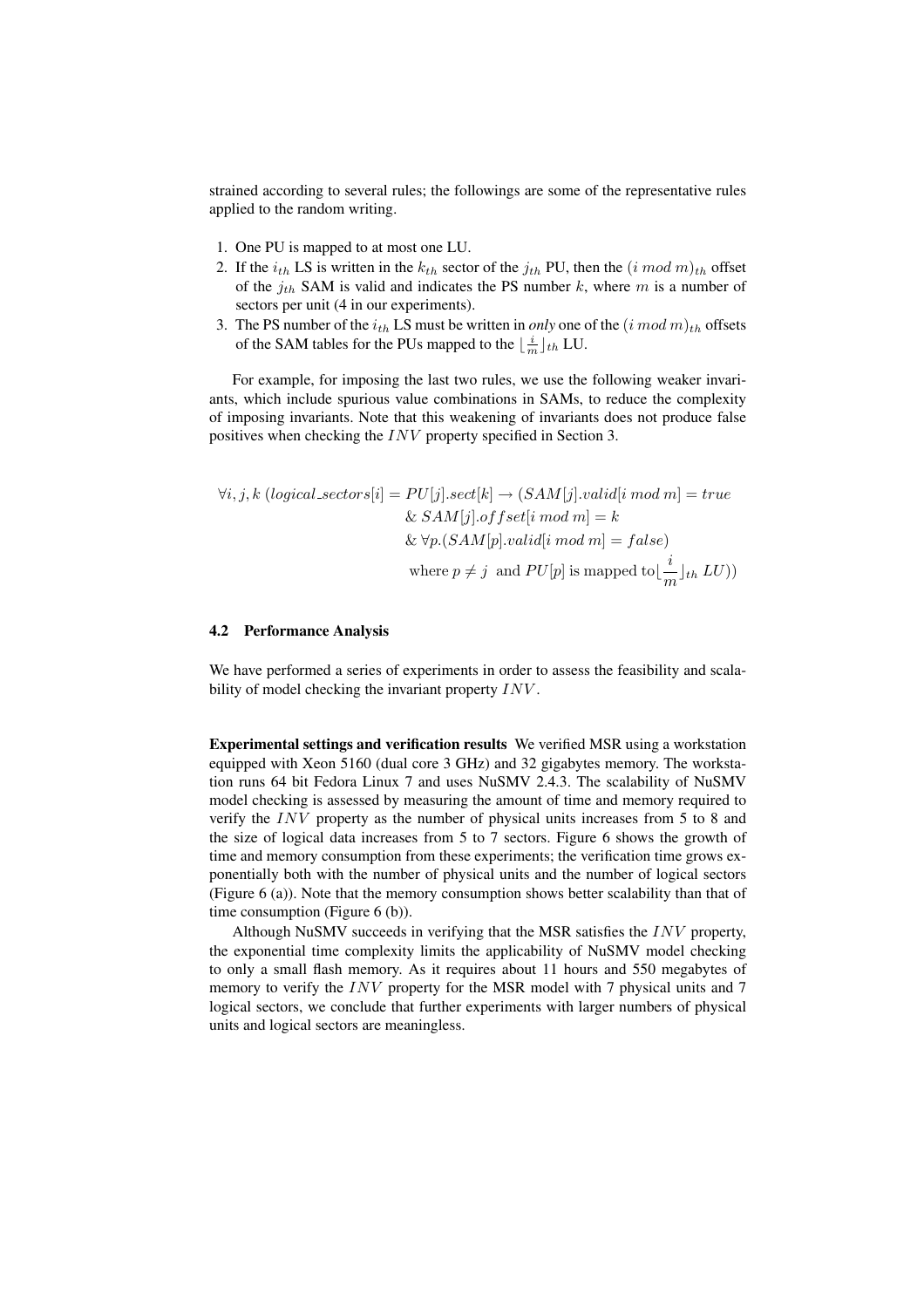strained according to several rules; the followings are some of the representative rules applied to the random writing.

1. One PU is mapped to at most one LU.
2. If the $i_{th}$ LS is written in the $k_{th}$ sector of the $j_{th}$ PU, then the $(i \; mod \; m)_{th}$ offset of the $j_{th}$ SAM is valid and indicates the PS number $k$, where $m$ is a number of sectors per unit (4 in our experiments).
3. The PS number of the $i_{th}$ LS must be written in *only* one of the $(i \; mod \; m)_{th}$ offsets of the SAM tables for the PUs mapped to the $\lfloor \frac{i}{m} \rfloor_{th}$ LU.

For example, for imposing the last two rules, we use the following weaker invariants, which include spurious value combinations in SAMs, to reduce the complexity of imposing invariants. Note that this weakening of invariants does not produce false positives when checking the $INV$ property specified in Section 3.

$$
\begin{aligned}
\forall i, j, k \; (logical\_sectors[i] = PU[j].sect[k] \rightarrow (&SAM[j].valid[i \; mod \; m] = true \\
&\& \; SAM[j].offset[i \; mod \; m] = k \\
&\& \; \forall p.(SAM[p].valid[i \; mod \; m] = false) \\
&\text{where } p \neq j \;\text{ and } PU[p] \text{ is mapped to} \lfloor \frac{i}{m} \rfloor_{th} \; LU))
\end{aligned}
$$

### 4.2 Performance Analysis

We have performed a series of experiments in order to assess the feasibility and scalability of model checking the invariant property $INV$.

**Experimental settings and verification results** We verified MSR using a workstation equipped with Xeon 5160 (dual core 3 GHz) and 32 gigabytes memory. The workstation runs 64 bit Fedora Linux 7 and uses NuSMV 2.4.3. The scalability of NuSMV model checking is assessed by measuring the amount of time and memory required to verify the $INV$ property as the number of physical units increases from 5 to 8 and the size of logical data increases from 5 to 7 sectors. Figure 6 shows the growth of time and memory consumption from these experiments; the verification time grows exponentially both with the number of physical units and the number of logical sectors (Figure 6 (a)). Note that the memory consumption shows better scalability than that of time consumption (Figure 6 (b)).

Although NuSMV succeeds in verifying that the MSR satisfies the $INV$ property, the exponential time complexity limits the applicability of NuSMV model checking to only a small flash memory. As it requires about 11 hours and 550 megabytes of memory to verify the $INV$ property for the MSR model with 7 physical units and 7 logical sectors, we conclude that further experiments with larger numbers of physical units and logical sectors are meaningless.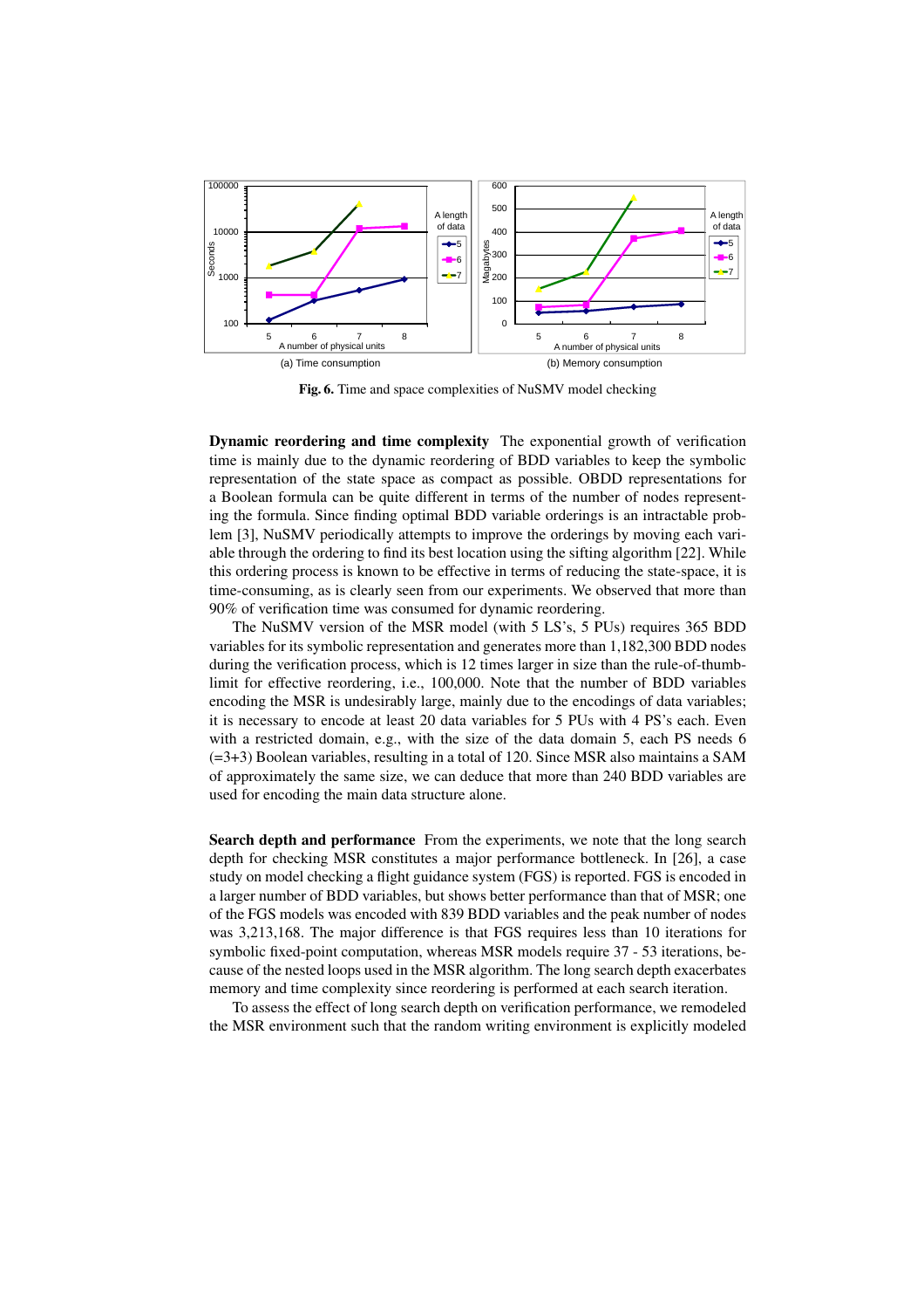(a) Time consumption

(b) Memory consumption

**Fig. 6.** Time and space complexities of NuSMV model checking

**Dynamic reordering and time complexity** The exponential growth of verification time is mainly due to the dynamic reordering of BDD variables to keep the symbolic representation of the state space as compact as possible. OBDD representations for a Boolean formula can be quite different in terms of the number of nodes representing the formula. Since finding optimal BDD variable orderings is an intractable problem [3], NuSMV periodically attempts to improve the orderings by moving each variable through the ordering to find its best location using the sifting algorithm [22]. While this ordering process is known to be effective in terms of reducing the state-space, it is time-consuming, as is clearly seen from our experiments. We observed that more than 90% of verification time was consumed for dynamic reordering.

The NuSMV version of the MSR model (with 5 LS's, 5 PUs) requires 365 BDD variables for its symbolic representation and generates more than 1,182,300 BDD nodes during the verification process, which is 12 times larger in size than the rule-of-thumb-limit for effective reordering, i.e., 100,000. Note that the number of BDD variables encoding the MSR is undesirably large, mainly due to the encodings of data variables; it is necessary to encode at least 20 data variables for 5 PUs with 4 PS's each. Even with a restricted domain, e.g., with the size of the data domain 5, each PS needs 6 (=3+3) Boolean variables, resulting in a total of 120. Since MSR also maintains a SAM of approximately the same size, we can deduce that more than 240 BDD variables are used for encoding the main data structure alone.

**Search depth and performance** From the experiments, we note that the long search depth for checking MSR constitutes a major performance bottleneck. In [26], a case study on model checking a flight guidance system (FGS) is reported. FGS is encoded in a larger number of BDD variables, but shows better performance than that of MSR; one of the FGS models was encoded with 839 BDD variables and the peak number of nodes was 3,213,168. The major difference is that FGS requires less than 10 iterations for symbolic fixed-point computation, whereas MSR models require 37 - 53 iterations, because of the nested loops used in the MSR algorithm. The long search depth exacerbates memory and time complexity since reordering is performed at each search iteration.

To assess the effect of long search depth on verification performance, we remodeled the MSR environment such that the random writing environment is explicitly modeled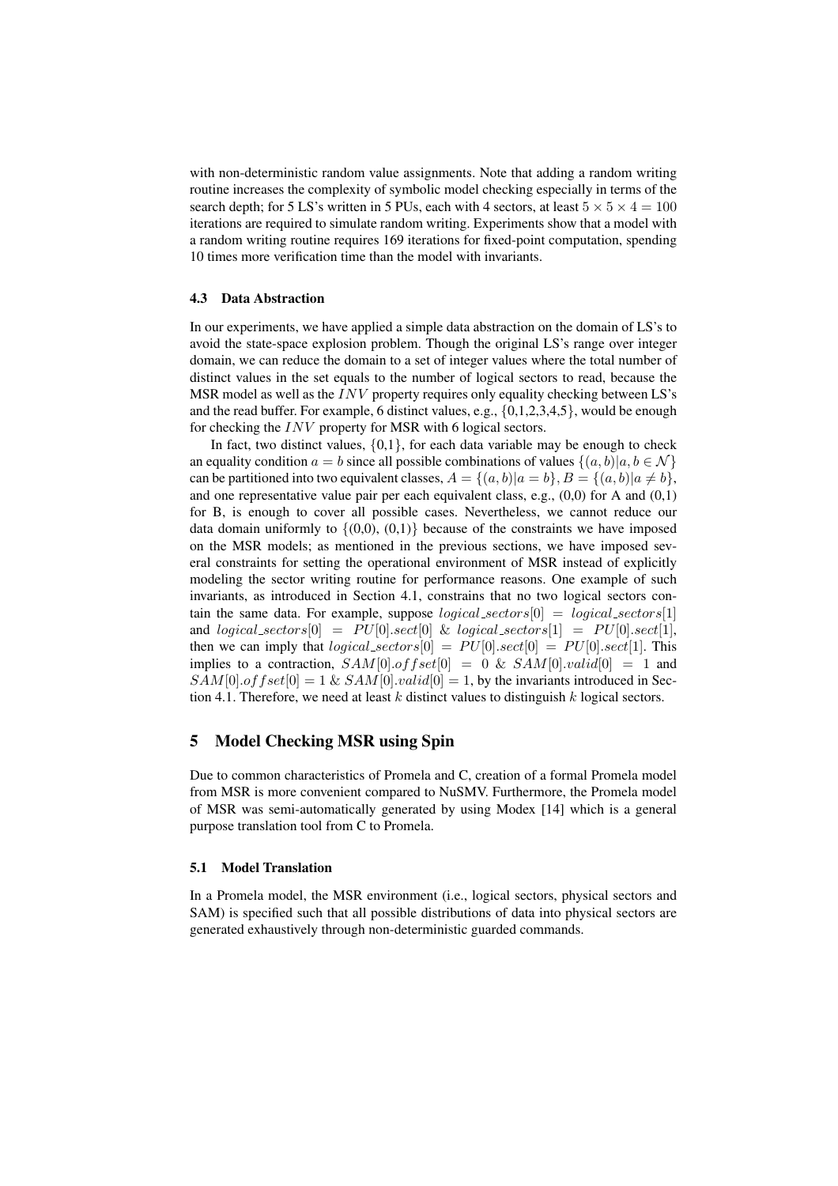with non-deterministic random value assignments. Note that adding a random writing routine increases the complexity of symbolic model checking especially in terms of the search depth; for 5 LS's written in 5 PUs, each with 4 sectors, at least $5 \times 5 \times 4 = 100$ iterations are required to simulate random writing. Experiments show that a model with a random writing routine requires 169 iterations for fixed-point computation, spending 10 times more verification time than the model with invariants.

### 4.3 Data Abstraction

In our experiments, we have applied a simple data abstraction on the domain of LS's to avoid the state-space explosion problem. Though the original LS's range over integer domain, we can reduce the domain to a set of integer values where the total number of distinct values in the set equals to the number of logical sectors to read, because the MSR model as well as the $INV$ property requires only equality checking between LS's and the read buffer. For example, 6 distinct values, e.g., {0,1,2,3,4,5}, would be enough for checking the $INV$ property for MSR with 6 logical sectors.

In fact, two distinct values, {0,1}, for each data variable may be enough to check an equality condition $a = b$ since all possible combinations of values $\{(a, b) | a, b \in \mathcal{N}\}$ can be partitioned into two equivalent classes, $A = \{(a, b) | a = b\}, B = \{(a, b) | a \neq b\}$, and one representative value pair per each equivalent class, e.g., (0,0) for A and (0,1) for B, is enough to cover all possible cases. Nevertheless, we cannot reduce our data domain uniformly to {(0,0), (0,1)} because of the constraints we have imposed on the MSR models; as mentioned in the previous sections, we have imposed several constraints for setting the operational environment of MSR instead of explicitly modeling the sector writing routine for performance reasons. One example of such invariants, as introduced in Section 4.1, constrains that no two logical sectors contain the same data. For example, suppose $logical\_sectors[0] = logical\_sectors[1]$ and $logical\_sectors[0] = PU[0].sect[0]$ & $logical\_sectors[1] = PU[0].sect[1]$, then we can imply that $logical\_sectors[0] = PU[0].sect[0] = PU[0].sect[1]$. This implies to a contraction, $SAM[0].offset[0] = 0$ & $SAM[0].valid[0] = 1$ and $SAM[0].offset[0] = 1$ & $SAM[0].valid[0] = 1$, by the invariants introduced in Section 4.1. Therefore, we need at least $k$ distinct values to distinguish $k$ logical sectors.

## 5 Model Checking MSR using Spin

Due to common characteristics of Promela and C, creation of a formal Promela model from MSR is more convenient compared to NuSMV. Furthermore, the Promela model of MSR was semi-automatically generated by using Modex [14] which is a general purpose translation tool from C to Promela.

### 5.1 Model Translation

In a Promela model, the MSR environment (i.e., logical sectors, physical sectors and SAM) is specified such that all possible distributions of data into physical sectors are generated exhaustively through non-deterministic guarded commands.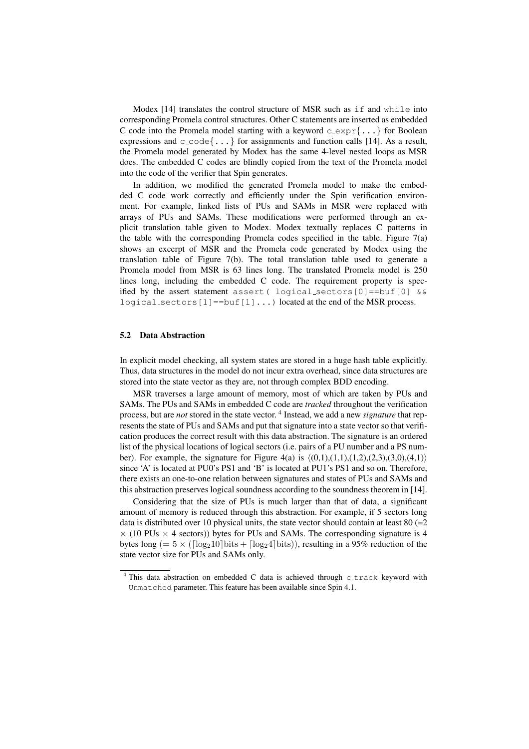Modex [14] translates the control structure of MSR such as `if` and `while` into corresponding Promela control structures. Other C statements are inserted as embedded C code into the Promela model starting with a keyword `c_expr{...}` for Boolean expressions and `c_code{...}` for assignments and function calls [14]. As a result, the Promela model generated by Modex has the same 4-level nested loops as MSR does. The embedded C codes are blindly copied from the text of the Promela model into the code of the verifier that Spin generates.

In addition, we modified the generated Promela model to make the embedded C code work correctly and efficiently under the Spin verification environment. For example, linked lists of PUs and SAMs in MSR were replaced with arrays of PUs and SAMs. These modifications were performed through an explicit translation table given to Modex. Modex textually replaces C patterns in the table with the corresponding Promela codes specified in the table. Figure 7(a) shows an excerpt of MSR and the Promela code generated by Modex using the translation table of Figure 7(b). The total translation table used to generate a Promela model from MSR is 63 lines long. The translated Promela model is 250 lines long, including the embedded C code. The requirement property is specified by the assert statement `assert( logical_sectors[0]==buf[0] && logical_sectors[1]==buf[1]...)` located at the end of the MSR process.

### 5.2 Data Abstraction

In explicit model checking, all system states are stored in a huge hash table explicitly. Thus, data structures in the model do not incur extra overhead, since data structures are stored into the state vector as they are, not through complex BDD encoding.

MSR traverses a large amount of memory, most of which are taken by PUs and SAMs. The PUs and SAMs in embedded C code are *tracked* throughout the verification process, but are *not* stored in the state vector. [4] Instead, we add a new *signature* that represents the state of PUs and SAMs and put that signature into a state vector so that verification produces the correct result with this data abstraction. The signature is an ordered list of the physical locations of logical sectors (i.e. pairs of a PU number and a PS number). For example, the signature for Figure 4(a) is $\langle(0,1),(1,1),(1,2),(2,3),(3,0),(4,1)\rangle$ since 'A' is located at PU0's PS1 and 'B' is located at PU1's PS1 and so on. Therefore, there exists an one-to-one relation between signatures and states of PUs and SAMs and this abstraction preserves logical soundness according to the soundness theorem in [14].

Considering that the size of PUs is much larger than that of data, a significant amount of memory is reduced through this abstraction. For example, if 5 sectors long data is distributed over 10 physical units, the state vector should contain at least 80 (=2 $\times$ (10 PUs $\times$ 4 sectors)) bytes for PUs and SAMs. The corresponding signature is 4 bytes long ($= 5 \times (\lceil \log_2 10 \rceil \text{bits} + \lceil \log_2 4 \rceil \text{bits})$), resulting in a 95% reduction of the state vector size for PUs and SAMs only.

[4] This data abstraction on embedded C data is achieved through `c_track` keyword with `Unmatched` parameter. This feature has been available since Spin 4.1.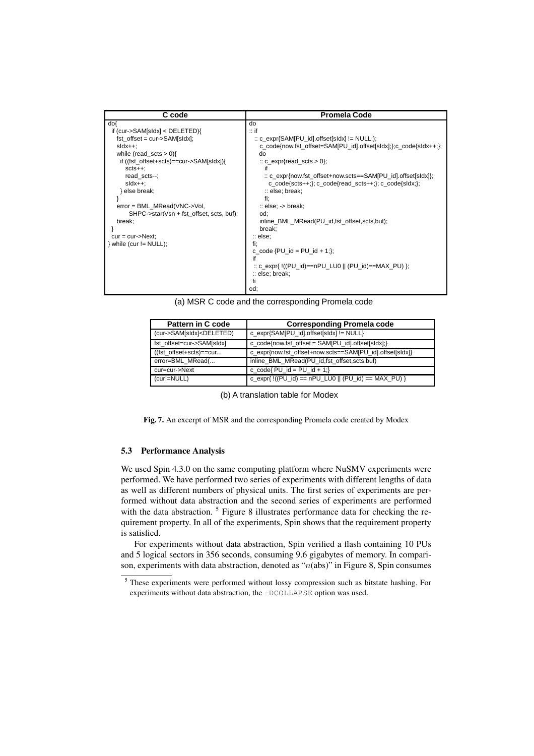| C code | Promela Code |
|---|---|
| do{<br>  if (cur->SAM[sIdx] < DELETED){<br>    fst_offset = cur->SAM[sIdx];<br>    sIdx++;<br>    while (read_scts > 0){<br>      if ((fst_offset+scts)==cur->SAM[sIdx]){<br>        scts++;<br>        read_scts--;<br>        sIdx++;<br>      } else break;<br>    }<br>    error = BML_MRead(VNC->Vol,<br>          SHPC->startVsn + fst_offset, scts, buf);<br>    break;<br>  }<br>  cur = cur->Next;<br>} while (cur != NULL); | do<br>:: if<br>  :: c_expr{SAM[PU_id].offset[sIdx] != NULL;};<br>    c_code{now.fst_offset=SAM[PU_id].offset[sIdx];};c_code{sIdx++;};<br>    do<br>    :: c_expr{read_scts > 0};<br>      if<br>      :: c_expr{now.fst_offset+now.scts==SAM[PU_id].offset[sIdx]};<br>        c_code{scts++;}; c_code{read_scts++;}; c_code{sIdx;};<br>      :: else; break;<br>      fi;<br>    :: else; -> break;<br>    od;<br>    inline_BML_MRead(PU_id,fst_offset,scts,buf);<br>    break;<br>  :: else;<br>  fi;<br>  c_code {PU_id = PU_id + 1;};<br>  if<br>  :: c_expr{ !((PU_id)==nPU_LU0 \|\| (PU_id)==MAX_PU) };<br>  :: else; break;<br>  fi<br>od; |

(a) MSR C code and the corresponding Promela code

| Pattern in C code | Corresponding Promela code |
|---|---|
| (cur->SAM[sIdx]<DELETED) | c_expr{SAM[PU_id].offset[sIdx] != NULL} |
| fst_offset=cur->SAM[sIdx] | c_code{now.fst_offset = SAM[PU_id].offset[sIdx];} |
| ((fst_offset+scts)==cur... | c_expr{now.fst_offset+now.scts==SAM[PU_id].offset[sIdx]} |
| error=BML_MRead(... | inline_BML_MRead(PU_id,fst_offset,scts,buf) |
| cur=cur->Next | c_code{ PU_id = PU_id + 1;} |
| (cur!=NULL) | c_expr{ !((PU_id) == nPU_LU0 \|\| (PU_id) == MAX_PU) } |

(b) A translation table for Modex

**Fig. 7.** An excerpt of MSR and the corresponding Promela code created by Modex

### 5.3 Performance Analysis

We used Spin 4.3.0 on the same computing platform where NuSMV experiments were performed. We have performed two series of experiments with different lengths of data as well as different numbers of physical units. The first series of experiments are performed without data abstraction and the second series of experiments are performed with the data abstraction. [5] Figure 8 illustrates performance data for checking the requirement property. In all of the experiments, Spin shows that the requirement property is satisfied.

For experiments without data abstraction, Spin verified a flash containing 10 PUs and 5 logical sectors in 356 seconds, consuming 9.6 gigabytes of memory. In comparison, experiments with data abstraction, denoted as "$n$(abs)" in Figure 8, Spin consumes

[5] These experiments were performed without lossy compression such as bitstate hashing. For experiments without data abstraction, the -DCOLLAPSE option was used.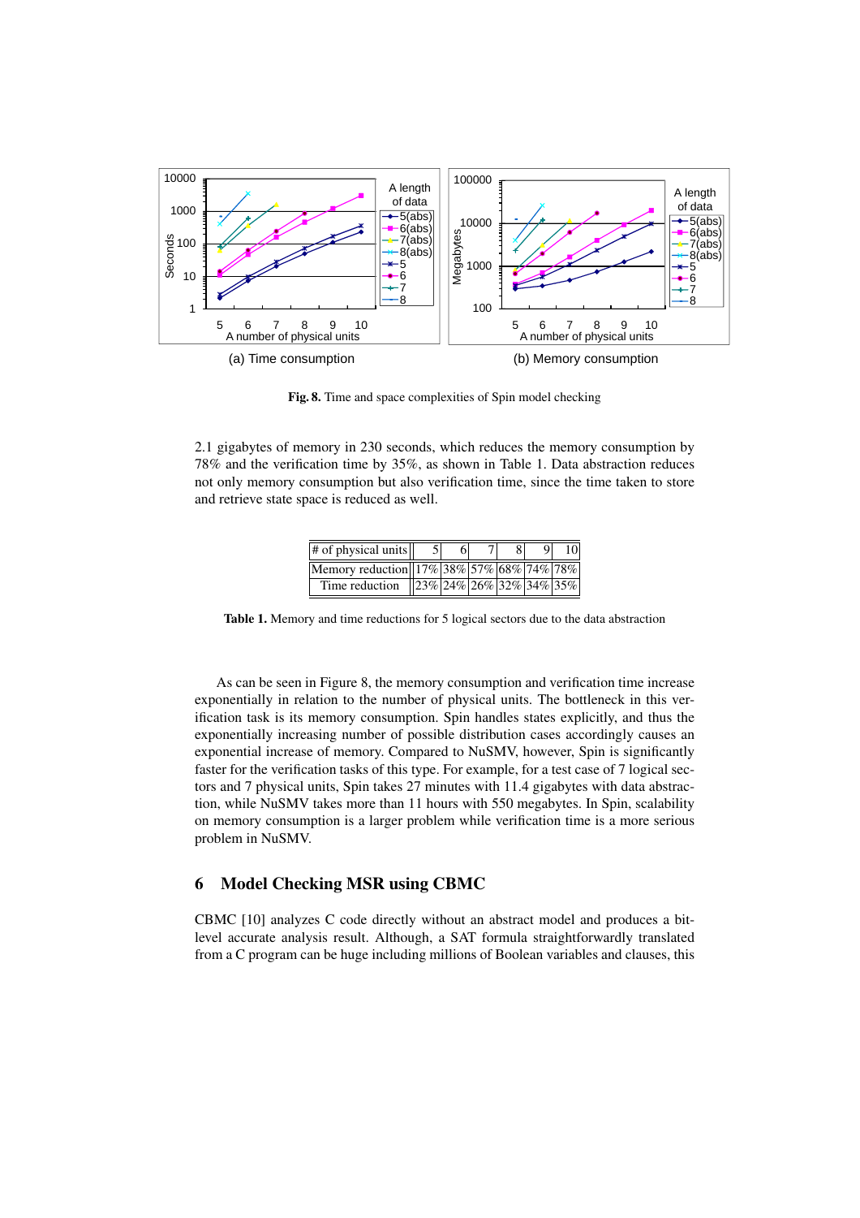**Fig. 8.** Time and space complexities of Spin model checking

2.1 gigabytes of memory in 230 seconds, which reduces the memory consumption by 78% and the verification time by 35%, as shown in Table 1. Data abstraction reduces not only memory consumption but also verification time, since the time taken to store and retrieve state space is reduced as well.

| # of physical units | 5 | 6 | 7 | 8 | 9 | 10 |
|---|---|---|---|---|---|---|
| Memory reduction | 17% | 38% | 57% | 68% | 74% | 78% |
| Time reduction | 23% | 24% | 26% | 32% | 34% | 35% |

**Table 1.** Memory and time reductions for 5 logical sectors due to the data abstraction

As can be seen in Figure 8, the memory consumption and verification time increase exponentially in relation to the number of physical units. The bottleneck in this verification task is its memory consumption. Spin handles states explicitly, and thus the exponentially increasing number of possible distribution cases accordingly causes an exponential increase of memory. Compared to NuSMV, however, Spin is significantly faster for the verification tasks of this type. For example, for a test case of 7 logical sectors and 7 physical units, Spin takes 27 minutes with 11.4 gigabytes with data abstraction, while NuSMV takes more than 11 hours with 550 megabytes. In Spin, scalability on memory consumption is a larger problem while verification time is a more serious problem in NuSMV.

## 6 Model Checking MSR using CBMC

CBMC [10] analyzes C code directly without an abstract model and produces a bit-level accurate analysis result. Although, a SAT formula straightforwardly translated from a C program can be huge including millions of Boolean variables and clauses, this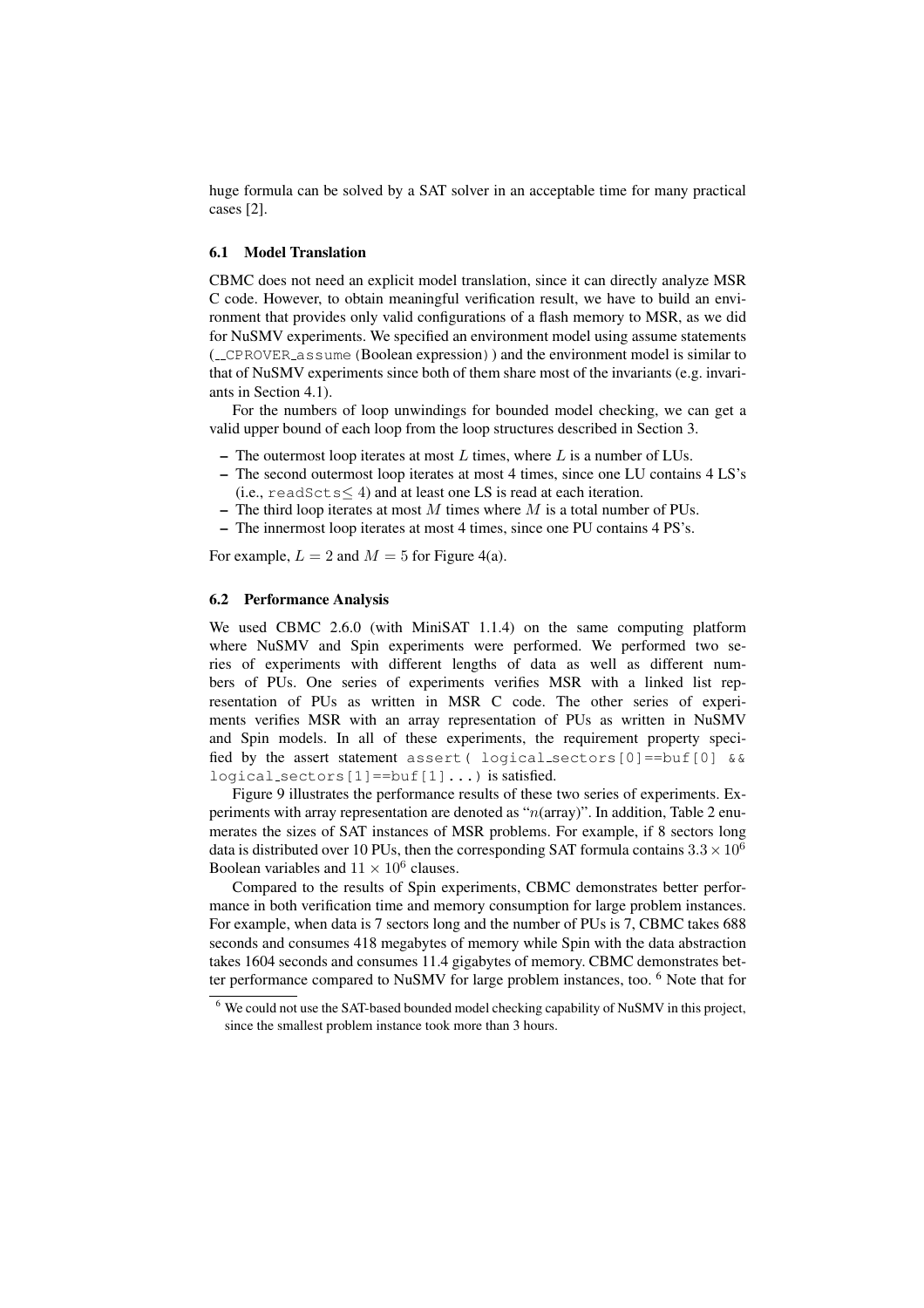huge formula can be solved by a SAT solver in an acceptable time for many practical cases [2].

### 6.1 Model Translation

CBMC does not need an explicit model translation, since it can directly analyze MSR C code. However, to obtain meaningful verification result, we have to build an environment that provides only valid configurations of a flash memory to MSR, as we did for NuSMV experiments. We specified an environment model using assume statements (`__CPROVER_assume(`Boolean expression`)`) and the environment model is similar to that of NuSMV experiments since both of them share most of the invariants (e.g. invariants in Section 4.1).

For the numbers of loop unwindings for bounded model checking, we can get a valid upper bound of each loop from the loop structures described in Section 3.

- The outermost loop iterates at most $L$ times, where $L$ is a number of LUs.
- The second outermost loop iterates at most 4 times, since one LU contains 4 LS's (i.e., `readScts`$\leq 4$) and at least one LS is read at each iteration.
- The third loop iterates at most $M$ times where $M$ is a total number of PUs.
- The innermost loop iterates at most 4 times, since one PU contains 4 PS's.

For example, $L = 2$ and $M = 5$ for Figure 4(a).

### 6.2 Performance Analysis

We used CBMC 2.6.0 (with MiniSAT 1.1.4) on the same computing platform where NuSMV and Spin experiments were performed. We performed two series of experiments with different lengths of data as well as different numbers of PUs. One series of experiments verifies MSR with a linked list representation of PUs as written in MSR C code. The other series of experiments verifies MSR with an array representation of PUs as written in NuSMV and Spin models. In all of these experiments, the requirement property specified by the assert statement `assert( logical_sectors[0]==buf[0] && logical_sectors[1]==buf[1]...)` is satisfied.

Figure 9 illustrates the performance results of these two series of experiments. Experiments with array representation are denoted as "$n$(array)". In addition, Table 2 enumerates the sizes of SAT instances of MSR problems. For example, if 8 sectors long data is distributed over 10 PUs, then the corresponding SAT formula contains $3.3 \times 10^6$ Boolean variables and $11 \times 10^6$ clauses.

Compared to the results of Spin experiments, CBMC demonstrates better performance in both verification time and memory consumption for large problem instances. For example, when data is 7 sectors long and the number of PUs is 7, CBMC takes 688 seconds and consumes 418 megabytes of memory while Spin with the data abstraction takes 1604 seconds and consumes 11.4 gigabytes of memory. CBMC demonstrates better performance compared to NuSMV for large problem instances, too. [6] Note that for

[6] We could not use the SAT-based bounded model checking capability of NuSMV in this project, since the smallest problem instance took more than 3 hours.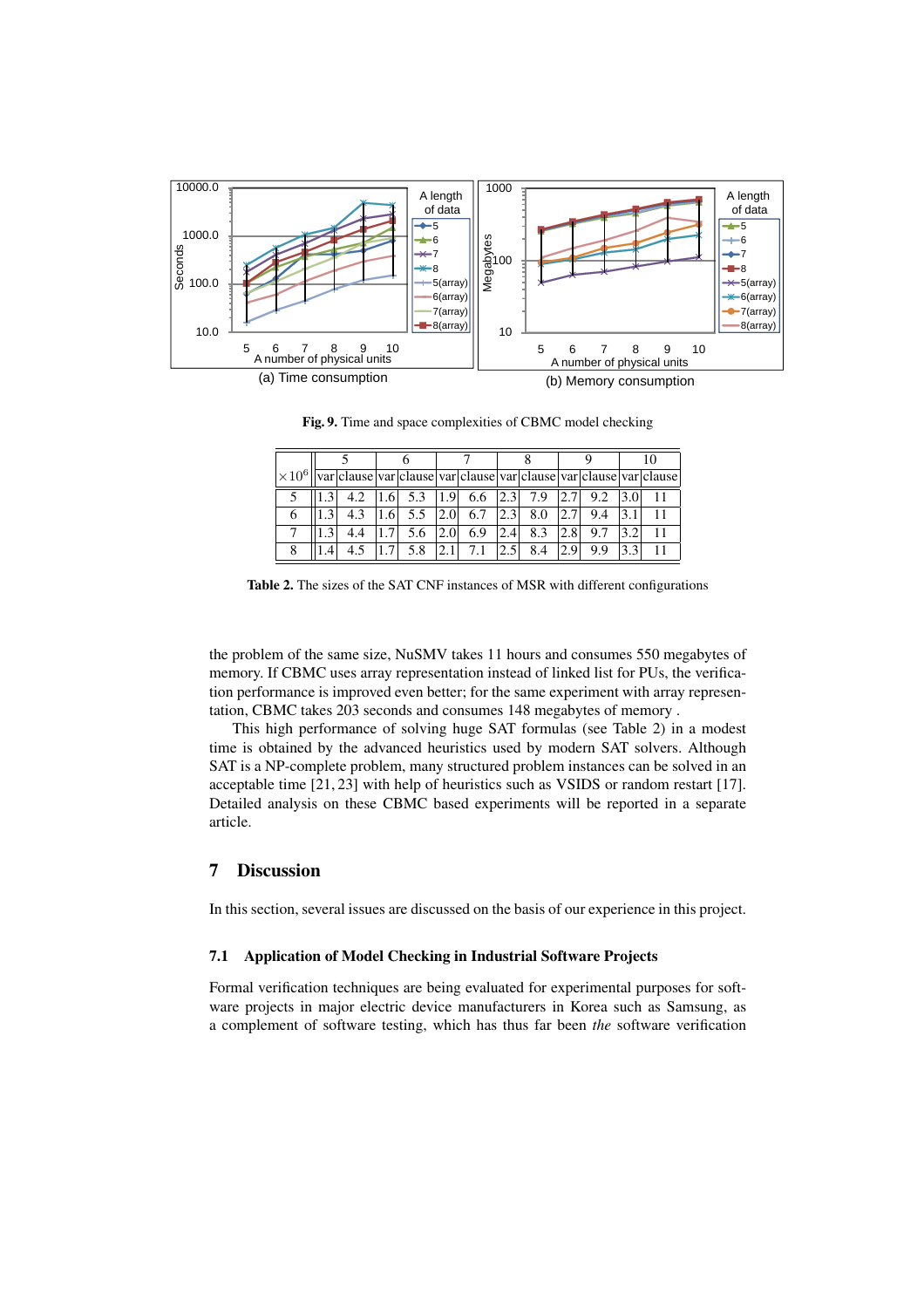**Fig. 9.** Time and space complexities of CBMC model checking

| $\times 10^6$ | 5 | | 6 | | 7 | | 8 | | 9 | | 10 | |
|---|---|---|---|---|---|---|---|---|---|---|---|---|
| | var | clause | var | clause | var | clause | var | clause | var | clause | var | clause |
| 5 | 1.3 | 4.2 | 1.6 | 5.3 | 1.9 | 6.6 | 2.3 | 7.9 | 2.7 | 9.2 | 3.0 | 11 |
| 6 | 1.3 | 4.3 | 1.6 | 5.5 | 2.0 | 6.7 | 2.3 | 8.0 | 2.7 | 9.4 | 3.1 | 11 |
| 7 | 1.3 | 4.4 | 1.7 | 5.6 | 2.0 | 6.9 | 2.4 | 8.3 | 2.8 | 9.7 | 3.2 | 11 |
| 8 | 1.4 | 4.5 | 1.7 | 5.8 | 2.1 | 7.1 | 2.5 | 8.4 | 2.9 | 9.9 | 3.3 | 11 |

**Table 2.** The sizes of the SAT CNF instances of MSR with different configurations

the problem of the same size, NuSMV takes 11 hours and consumes 550 megabytes of memory. If CBMC uses array representation instead of linked list for PUs, the verification performance is improved even better; for the same experiment with array representation, CBMC takes 203 seconds and consumes 148 megabytes of memory .

This high performance of solving huge SAT formulas (see Table 2) in a modest time is obtained by the advanced heuristics used by modern SAT solvers. Although SAT is a NP-complete problem, many structured problem instances can be solved in an acceptable time [21, 23] with help of heuristics such as VSIDS or random restart [17]. Detailed analysis on these CBMC based experiments will be reported in a separate article.

## 7 Discussion

In this section, several issues are discussed on the basis of our experience in this project.

### 7.1 Application of Model Checking in Industrial Software Projects

Formal verification techniques are being evaluated for experimental purposes for software projects in major electric device manufacturers in Korea such as Samsung, as a complement of software testing, which has thus far been *the* software verification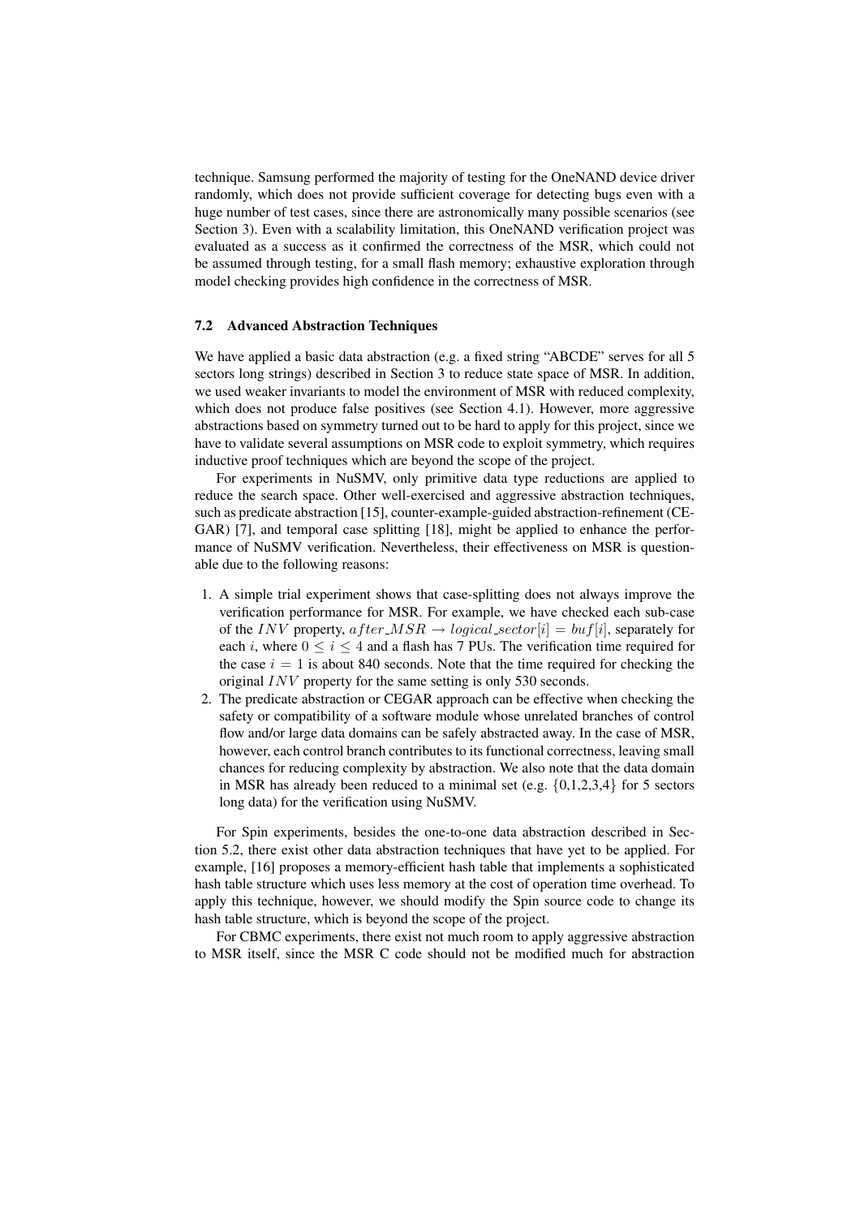technique. Samsung performed the majority of testing for the OneNAND device driver randomly, which does not provide sufficient coverage for detecting bugs even with a huge number of test cases, since there are astronomically many possible scenarios (see Section 3). Even with a scalability limitation, this OneNAND verification project was evaluated as a success as it confirmed the correctness of the MSR, which could not be assumed through testing, for a small flash memory; exhaustive exploration through model checking provides high confidence in the correctness of MSR.

### 7.2 Advanced Abstraction Techniques

We have applied a basic data abstraction (e.g. a fixed string "ABCDE" serves for all 5 sectors long strings) described in Section 3 to reduce state space of MSR. In addition, we used weaker invariants to model the environment of MSR with reduced complexity, which does not produce false positives (see Section 4.1). However, more aggressive abstractions based on symmetry turned out to be hard to apply for this project, since we have to validate several assumptions on MSR code to exploit symmetry, which requires inductive proof techniques which are beyond the scope of the project.

For experiments in NuSMV, only primitive data type reductions are applied to reduce the search space. Other well-exercised and aggressive abstraction techniques, such as predicate abstraction [15], counter-example-guided abstraction-refinement (CEGAR) [7], and temporal case splitting [18], might be applied to enhance the performance of NuSMV verification. Nevertheless, their effectiveness on MSR is questionable due to the following reasons:

1. A simple trial experiment shows that case-splitting does not always improve the verification performance for MSR. For example, we have checked each sub-case of the $INV$ property, $after\_MSR \rightarrow logical\_sector[i] = buf[i]$, separately for each $i$, where $0 \leq i \leq 4$ and a flash has 7 PUs. The verification time required for the case $i = 1$ is about 840 seconds. Note that the time required for checking the original $INV$ property for the same setting is only 530 seconds.
2. The predicate abstraction or CEGAR approach can be effective when checking the safety or compatibility of a software module whose unrelated branches of control flow and/or large data domains can be safely abstracted away. In the case of MSR, however, each control branch contributes to its functional correctness, leaving small chances for reducing complexity by abstraction. We also note that the data domain in MSR has already been reduced to a minimal set (e.g. $\{0,1,2,3,4\}$ for 5 sectors long data) for the verification using NuSMV.

For Spin experiments, besides the one-to-one data abstraction described in Section 5.2, there exist other data abstraction techniques that have yet to be applied. For example, [16] proposes a memory-efficient hash table that implements a sophisticated hash table structure which uses less memory at the cost of operation time overhead. To apply this technique, however, we should modify the Spin source code to change its hash table structure, which is beyond the scope of the project.

For CBMC experiments, there exist not much room to apply aggressive abstraction to MSR itself, since the MSR C code should not be modified much for abstraction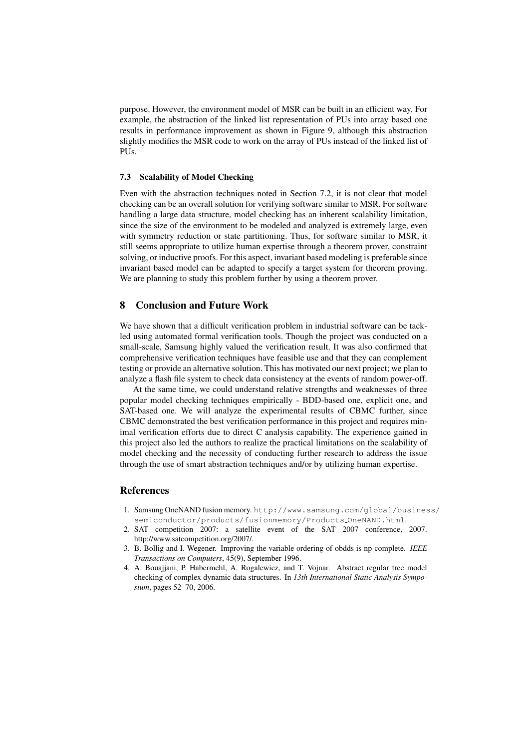purpose. However, the environment model of MSR can be built in an efficient way. For example, the abstraction of the linked list representation of PUs into array based one results in performance improvement as shown in Figure 9, although this abstraction slightly modifies the MSR code to work on the array of PUs instead of the linked list of PUs.

### 7.3 Scalability of Model Checking

Even with the abstraction techniques noted in Section 7.2, it is not clear that model checking can be an overall solution for verifying software similar to MSR. For software handling a large data structure, model checking has an inherent scalability limitation, since the size of the environment to be modeled and analyzed is extremely large, even with symmetry reduction or state partitioning. Thus, for software similar to MSR, it still seems appropriate to utilize human expertise through a theorem prover, constraint solving, or inductive proofs. For this aspect, invariant based modeling is preferable since invariant based model can be adapted to specify a target system for theorem proving. We are planning to study this problem further by using a theorem prover.

## 8 Conclusion and Future Work

We have shown that a difficult verification problem in industrial software can be tackled using automated formal verification tools. Though the project was conducted on a small-scale, Samsung highly valued the verification result. It was also confirmed that comprehensive verification techniques have feasible use and that they can complement testing or provide an alternative solution. This has motivated our next project; we plan to analyze a flash file system to check data consistency at the events of random power-off.

At the same time, we could understand relative strengths and weaknesses of three popular model checking techniques empirically - BDD-based one, explicit one, and SAT-based one. We will analyze the experimental results of CBMC further, since CBMC demonstrated the best verification performance in this project and requires minimal verification efforts due to direct C analysis capability. The experience gained in this project also led the authors to realize the practical limitations on the scalability of model checking and the necessity of conducting further research to address the issue through the use of smart abstraction techniques and/or by utilizing human expertise.

## References

1. Samsung OneNAND fusion memory. http://www.samsung.com/global/business/semiconductor/products/fusionmemory/Products_OneNAND.html.
2. SAT competition 2007: a satellite event of the SAT 2007 conference, 2007. http://www.satcompetition.org/2007/.
3. B. Bollig and I. Wegener. Improving the variable ordering of obdds is np-complete. *IEEE Transactions on Computers*, 45(9), September 1996.
4. A. Bouajjani, P. Habermehl, A. Rogalewicz, and T. Vojnar. Abstract regular tree model checking of complex dynamic data structures. In *13th International Static Analysis Symposium*, pages 52–70, 2006.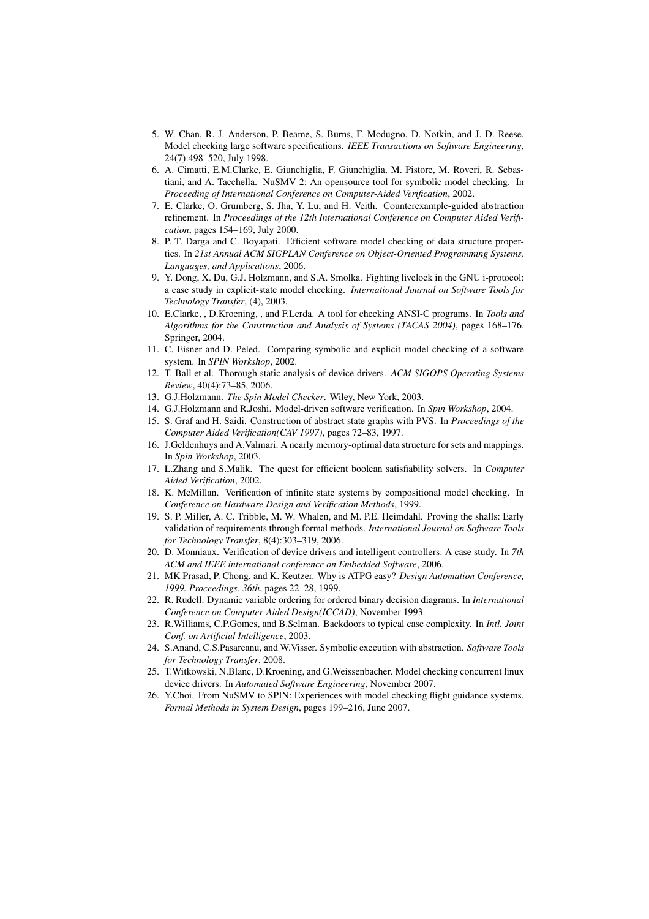5. W. Chan, R. J. Anderson, P. Beame, S. Burns, F. Modugno, D. Notkin, and J. D. Reese. Model checking large software specifications. *IEEE Transactions on Software Engineering*, 24(7):498–520, July 1998.
6. A. Cimatti, E.M.Clarke, E. Giunchiglia, F. Giunchiglia, M. Pistore, M. Roveri, R. Sebastiani, and A. Tacchella. NuSMV 2: An opensource tool for symbolic model checking. In *Proceeding of International Conference on Computer-Aided Verification*, 2002.
7. E. Clarke, O. Grumberg, S. Jha, Y. Lu, and H. Veith. Counterexample-guided abstraction refinement. In *Proceedings of the 12th International Conference on Computer Aided Verification*, pages 154–169, July 2000.
8. P. T. Darga and C. Boyapati. Efficient software model checking of data structure properties. In *21st Annual ACM SIGPLAN Conference on Object-Oriented Programming Systems, Languages, and Applications*, 2006.
9. Y. Dong, X. Du, G.J. Holzmann, and S.A. Smolka. Fighting livelock in the GNU i-protocol: a case study in explicit-state model checking. *International Journal on Software Tools for Technology Transfer*, (4), 2003.
10. E.Clarke, , D.Kroening, , and F.Lerda. A tool for checking ANSI-C programs. In *Tools and Algorithms for the Construction and Analysis of Systems (TACAS 2004)*, pages 168–176. Springer, 2004.
11. C. Eisner and D. Peled. Comparing symbolic and explicit model checking of a software system. In *SPIN Workshop*, 2002.
12. T. Ball et al. Thorough static analysis of device drivers. *ACM SIGOPS Operating Systems Review*, 40(4):73–85, 2006.
13. G.J.Holzmann. *The Spin Model Checker*. Wiley, New York, 2003.
14. G.J.Holzmann and R.Joshi. Model-driven software verification. In *Spin Workshop*, 2004.
15. S. Graf and H. Saidi. Construction of abstract state graphs with PVS. In *Proceedings of the Computer Aided Verification(CAV 1997)*, pages 72–83, 1997.
16. J.Geldenhuys and A.Valmari. A nearly memory-optimal data structure for sets and mappings. In *Spin Workshop*, 2003.
17. L.Zhang and S.Malik. The quest for efficient boolean satisfiability solvers. In *Computer Aided Verification*, 2002.
18. K. McMillan. Verification of infinite state systems by compositional model checking. In *Conference on Hardware Design and Verification Methods*, 1999.
19. S. P. Miller, A. C. Tribble, M. W. Whalen, and M. P.E. Heimdahl. Proving the shalls: Early validation of requirements through formal methods. *International Journal on Software Tools for Technology Transfer*, 8(4):303–319, 2006.
20. D. Monniaux. Verification of device drivers and intelligent controllers: A case study. In *7th ACM and IEEE international conference on Embedded Software*, 2006.
21. MK Prasad, P. Chong, and K. Keutzer. Why is ATPG easy? *Design Automation Conference, 1999. Proceedings. 36th*, pages 22–28, 1999.
22. R. Rudell. Dynamic variable ordering for ordered binary decision diagrams. In *International Conference on Computer-Aided Design(ICCAD)*, November 1993.
23. R.Williams, C.P.Gomes, and B.Selman. Backdoors to typical case complexity. In *Intl. Joint Conf. on Artificial Intelligence*, 2003.
24. S.Anand, C.S.Pasareanu, and W.Visser. Symbolic execution with abstraction. *Software Tools for Technology Transfer*, 2008.
25. T.Witkowski, N.Blanc, D.Kroening, and G.Weissenbacher. Model checking concurrent linux device drivers. In *Automated Software Engineering*, November 2007.
26. Y.Choi. From NuSMV to SPIN: Experiences with model checking flight guidance systems. *Formal Methods in System Design*, pages 199–216, June 2007.